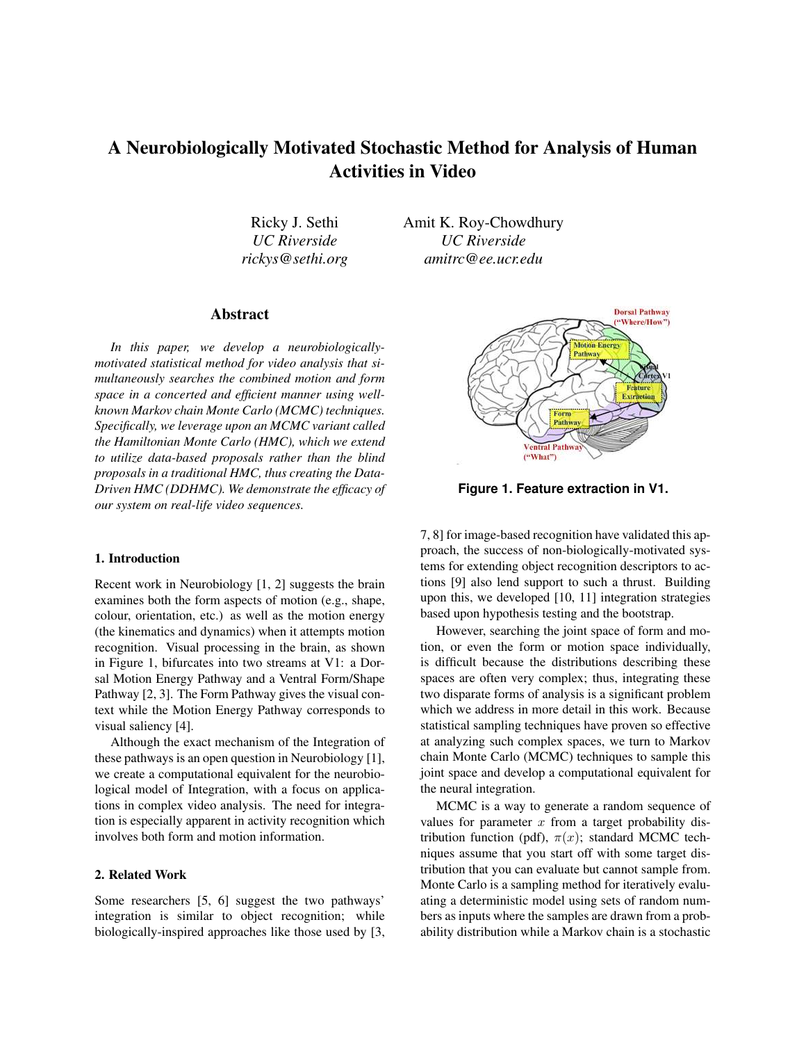# A Neurobiologically Motivated Stochastic Method for Analysis of Human Activities in Video

Ricky J. Sethi
*UC Riverside*
*rickys@sethi.org*

Amit K. Roy-Chowdhury
*UC Riverside*
*amitrc@ee.ucr.edu*

## Abstract

*In this paper, we develop a neurobiologically-motivated statistical method for video analysis that simultaneously searches the combined motion and form space in a concerted and efficient manner using well-known Markov chain Monte Carlo (MCMC) techniques. Specifically, we leverage upon an MCMC variant called the Hamiltonian Monte Carlo (HMC), which we extend to utilize data-based proposals rather than the blind proposals in a traditional HMC, thus creating the Data-Driven HMC (DDHMC). We demonstrate the efficacy of our system on real-life video sequences.*

**Figure 1. Feature extraction in V1.**

### 1. Introduction

Recent work in Neurobiology [1, 2] suggests the brain examines both the form aspects of motion (e.g., shape, colour, orientation, etc.) as well as the motion energy (the kinematics and dynamics) when it attempts motion recognition. Visual processing in the brain, as shown in Figure 1, bifurcates into two streams at V1: a Dorsal Motion Energy Pathway and a Ventral Form/Shape Pathway [2, 3]. The Form Pathway gives the visual context while the Motion Energy Pathway corresponds to visual saliency [4].

Although the exact mechanism of the Integration of these pathways is an open question in Neurobiology [1], we create a computational equivalent for the neurobiological model of Integration, with a focus on applications in complex video analysis. The need for integration is especially apparent in activity recognition which involves both form and motion information.

### 2. Related Work

Some researchers [5, 6] suggest the two pathways' integration is similar to object recognition; while biologically-inspired approaches like those used by [3, 7, 8] for image-based recognition have validated this approach, the success of non-biologically-motivated systems for extending object recognition descriptors to actions [9] also lend support to such a thrust. Building upon this, we developed [10, 11] integration strategies based upon hypothesis testing and the bootstrap.

However, searching the joint space of form and motion, or even the form or motion space individually, is difficult because the distributions describing these spaces are often very complex; thus, integrating these two disparate forms of analysis is a significant problem which we address in more detail in this work. Because statistical sampling techniques have proven so effective at analyzing such complex spaces, we turn to Markov chain Monte Carlo (MCMC) techniques to sample this joint space and develop a computational equivalent for the neural integration.

MCMC is a way to generate a random sequence of values for parameter $x$ from a target probability distribution function (pdf), $\pi(x)$; standard MCMC techniques assume that you start off with some target distribution that you can evaluate but cannot sample from. Monte Carlo is a sampling method for iteratively evaluating a deterministic model using sets of random numbers as inputs where the samples are drawn from a probability distribution while a Markov chain is a stochastic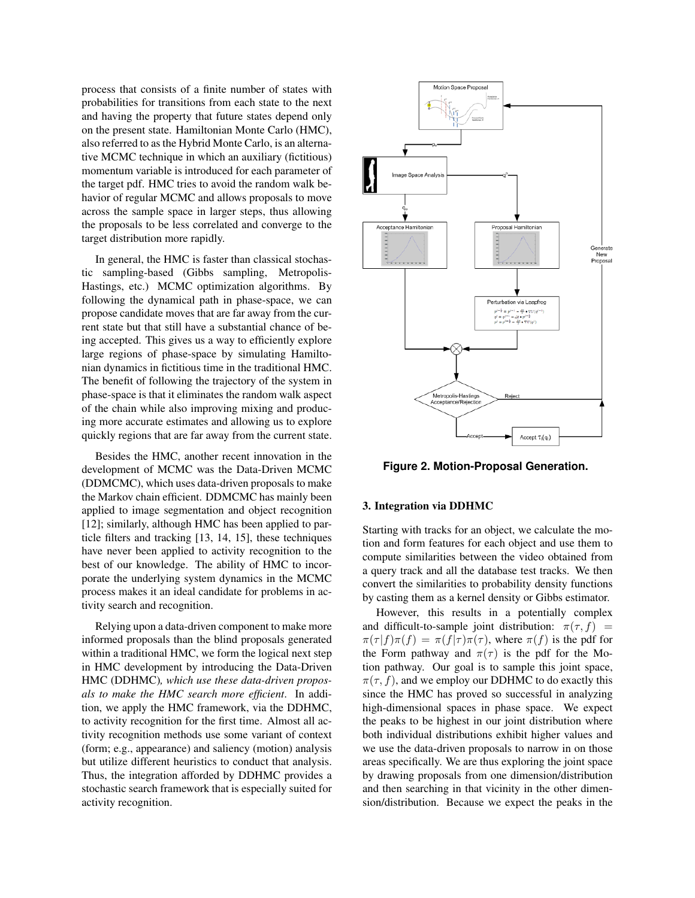process that consists of a finite number of states with probabilities for transitions from each state to the next and having the property that future states depend only on the present state. Hamiltonian Monte Carlo (HMC), also referred to as the Hybrid Monte Carlo, is an alternative MCMC technique in which an auxiliary (fictitious) momentum variable is introduced for each parameter of the target pdf. HMC tries to avoid the random walk behavior of regular MCMC and allows proposals to move across the sample space in larger steps, thus allowing the proposals to be less correlated and converge to the target distribution more rapidly.

In general, the HMC is faster than classical stochastic sampling-based (Gibbs sampling, Metropolis-Hastings, etc.) MCMC optimization algorithms. By following the dynamical path in phase-space, we can propose candidate moves that are far away from the current state but that still have a substantial chance of being accepted. This gives us a way to efficiently explore large regions of phase-space by simulating Hamiltonian dynamics in fictitious time in the traditional HMC. The benefit of following the trajectory of the system in phase-space is that it eliminates the random walk aspect of the chain while also improving mixing and producing more accurate estimates and allowing us to explore quickly regions that are far away from the current state.

Besides the HMC, another recent innovation in the development of MCMC was the Data-Driven MCMC (DDMCMC), which uses data-driven proposals to make the Markov chain efficient. DDMCMC has mainly been applied to image segmentation and object recognition [12]; similarly, although HMC has been applied to particle filters and tracking [13, 14, 15], these techniques have never been applied to activity recognition to the best of our knowledge. The ability of HMC to incorporate the underlying system dynamics in the MCMC process makes it an ideal candidate for problems in activity search and recognition.

Relying upon a data-driven component to make more informed proposals than the blind proposals generated within a traditional HMC, we form the logical next step in HMC development by introducing the Data-Driven HMC (DDHMC)*, which use these data-driven proposals to make the HMC search more efficient*. In addition, we apply the HMC framework, via the DDHMC, to activity recognition for the first time. Almost all activity recognition methods use some variant of context (form; e.g., appearance) and saliency (motion) analysis but utilize different heuristics to conduct that analysis. Thus, the integration afforded by DDHMC provides a stochastic search framework that is especially suited for activity recognition.

Motion Space Proposal

Image Space Analysis

Acceptance Hamiltonian

Proposal Hamiltonian

Perturbation via Leapfrog

Metropolis-Hastings Acceptance/Rejection

Reject

Accept

Accept $\tau_i(q_i)$

Generate New Proposal

**Figure 2. Motion-Proposal Generation.**

### 3. Integration via DDHMC

Starting with tracks for an object, we calculate the motion and form features for each object and use them to compute similarities between the video obtained from a query track and all the database test tracks. We then convert the similarities to probability density functions by casting them as a kernel density or Gibbs estimator.

However, this results in a potentially complex and difficult-to-sample joint distribution: $\pi(\tau, f) = \pi(\tau|f)\pi(f) = \pi(f|\tau)\pi(\tau)$, where $\pi(f)$ is the pdf for the Form pathway and $\pi(\tau)$ is the pdf for the Motion pathway. Our goal is to sample this joint space, $\pi(\tau, f)$, and we employ our DDHMC to do exactly this since the HMC has proved so successful in analyzing high-dimensional spaces in phase space. We expect the peaks to be highest in our joint distribution where both individual distributions exhibit higher values and we use the data-driven proposals to narrow in on those areas specifically. We are thus exploring the joint space by drawing proposals from one dimension/distribution and then searching in that vicinity in the other dimension/distribution. Because we expect the peaks in the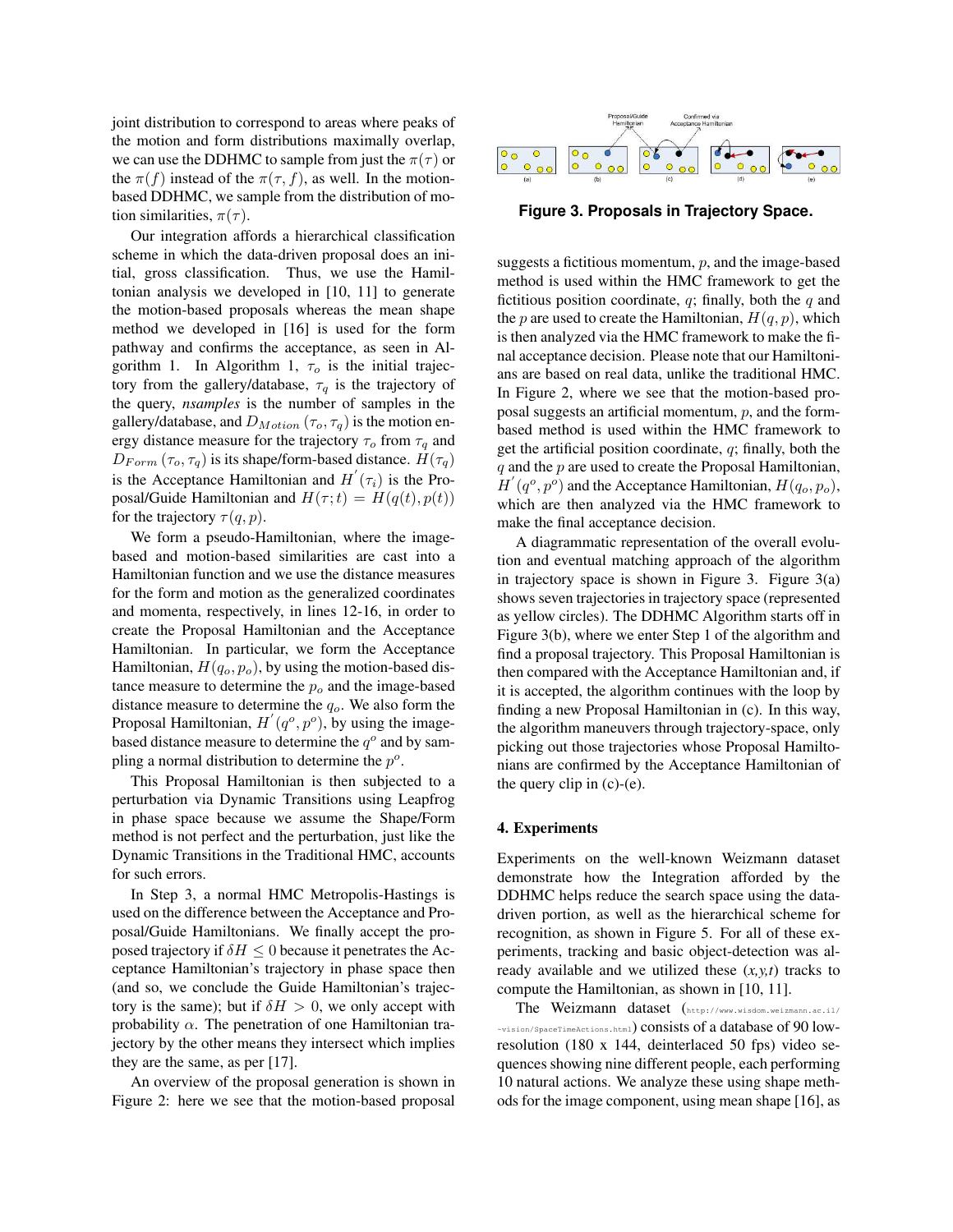joint distribution to correspond to areas where peaks of the motion and form distributions maximally overlap, we can use the DDHMC to sample from just the $\pi(\tau)$ or the $\pi(f)$ instead of the $\pi(\tau, f)$, as well. In the motion-based DDHMC, we sample from the distribution of motion similarities, $\pi(\tau)$.

Our integration affords a hierarchical classification scheme in which the data-driven proposal does an initial, gross classification. Thus, we use the Hamiltonian analysis we developed in [10, 11] to generate the motion-based proposals whereas the mean shape method we developed in [16] is used for the form pathway and confirms the acceptance, as seen in Algorithm 1. In Algorithm 1, $\tau_o$ is the initial trajectory from the gallery/database, $\tau_q$ is the trajectory of the query, *nsamples* is the number of samples in the gallery/database, and $D_{Motion}(\tau_o, \tau_q)$ is the motion energy distance measure for the trajectory $\tau_o$ from $\tau_q$ and $D_{Form}(\tau_o, \tau_q)$ is its shape/form-based distance. $H(\tau_q)$ is the Acceptance Hamiltonian and $H'(\tau_i)$ is the Proposal/Guide Hamiltonian and $H(\tau; t) = H(q(t), p(t))$ for the trajectory $\tau(q, p)$.

We form a pseudo-Hamiltonian, where the image-based and motion-based similarities are cast into a Hamiltonian function and we use the distance measures for the form and motion as the generalized coordinates and momenta, respectively, in lines 12-16, in order to create the Proposal Hamiltonian and the Acceptance Hamiltonian. In particular, we form the Acceptance Hamiltonian, $H(q_o, p_o)$, by using the motion-based distance measure to determine the $p_o$ and the image-based distance measure to determine the $q_o$. We also form the Proposal Hamiltonian, $H'(q^o, p^o)$, by using the image-based distance measure to determine the $q^o$ and by sampling a normal distribution to determine the $p^o$.

This Proposal Hamiltonian is then subjected to a perturbation via Dynamic Transitions using Leapfrog in phase space because we assume the Shape/Form method is not perfect and the perturbation, just like the Dynamic Transitions in the Traditional HMC, accounts for such errors.

In Step 3, a normal HMC Metropolis-Hastings is used on the difference between the Acceptance and Proposal/Guide Hamiltonians. We finally accept the proposed trajectory if $\delta H \leq 0$ because it penetrates the Acceptance Hamiltonian's trajectory in phase space then (and so, we conclude the Guide Hamiltonian's trajectory is the same); but if $\delta H > 0$, we only accept with probability $\alpha$. The penetration of one Hamiltonian trajectory by the other means they intersect which implies they are the same, as per [17].

An overview of the proposal generation is shown in Figure 2: here we see that the motion-based proposal suggests a fictitious momentum, $p$, and the image-based method is used within the HMC framework to get the fictitious position coordinate, $q$; finally, both the $q$ and the $p$ are used to create the Hamiltonian, $H(q, p)$, which is then analyzed via the HMC framework to make the final acceptance decision. Please note that our Hamiltonians are based on real data, unlike the traditional HMC. In Figure 2, where we see that the motion-based proposal suggests an artificial momentum, $p$, and the form-based method is used within the HMC framework to get the artificial position coordinate, $q$; finally, both the $q$ and the $p$ are used to create the Proposal Hamiltonian, $H'(q^o, p^o)$ and the Acceptance Hamiltonian, $H(q_o, p_o)$, which are then analyzed via the HMC framework to make the final acceptance decision.

**Figure 3. Proposals in Trajectory Space.**

A diagrammatic representation of the overall evolution and eventual matching approach of the algorithm in trajectory space is shown in Figure 3. Figure 3(a) shows seven trajectories in trajectory space (represented as yellow circles). The DDHMC Algorithm starts off in Figure 3(b), where we enter Step 1 of the algorithm and find a proposal trajectory. This Proposal Hamiltonian is then compared with the Acceptance Hamiltonian and, if it is accepted, the algorithm continues with the loop by finding a new Proposal Hamiltonian in (c). In this way, the algorithm maneuvers through trajectory-space, only picking out those trajectories whose Proposal Hamiltonians are confirmed by the Acceptance Hamiltonian of the query clip in (c)-(e).

## 4. Experiments

Experiments on the well-known Weizmann dataset demonstrate how the Integration afforded by the DDHMC helps reduce the search space using the data-driven portion, as well as the hierarchical scheme for recognition, as shown in Figure 5. For all of these experiments, tracking and basic object-detection was already available and we utilized these *(x,y,t)* tracks to compute the Hamiltonian, as shown in [10, 11].

The Weizmann dataset (http://www.wisdom.weizmann.ac.il/~vision/SpaceTimeActions.html) consists of a database of 90 low-resolution (180 x 144, deinterlaced 50 fps) video sequences showing nine different people, each performing 10 natural actions. We analyze these using shape methods for the image component, using mean shape [16], as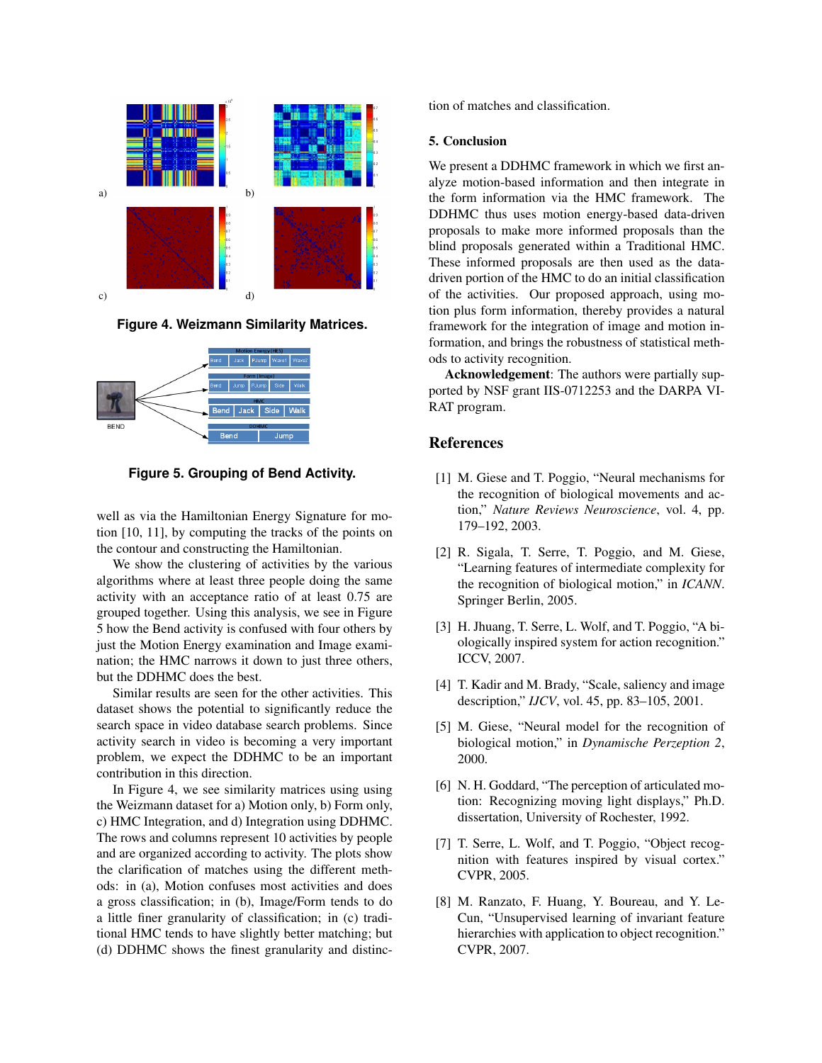Figure 4. Weizmann Similarity Matrices.

Figure 5. Grouping of Bend Activity.

well as via the Hamiltonian Energy Signature for motion [10, 11], by computing the tracks of the points on the contour and constructing the Hamiltonian.

We show the clustering of activities by the various algorithms where at least three people doing the same activity with an acceptance ratio of at least 0.75 are grouped together. Using this analysis, we see in Figure 5 how the Bend activity is confused with four others by just the Motion Energy examination and Image examination; the HMC narrows it down to just three others, but the DDHMC does the best.

Similar results are seen for the other activities. This dataset shows the potential to significantly reduce the search space in video database search problems. Since activity search in video is becoming a very important problem, we expect the DDHMC to be an important contribution in this direction.

In Figure 4, we see similarity matrices using using the Weizmann dataset for a) Motion only, b) Form only, c) HMC Integration, and d) Integration using DDHMC. The rows and columns represent 10 activities by people and are organized according to activity. The plots show the clarification of matches using the different methods: in (a), Motion confuses most activities and does a gross classification; in (b), Image/Form tends to do a little finer granularity of classification; in (c) traditional HMC tends to have slightly better matching; but (d) DDHMC shows the finest granularity and distinction of matches and classification.

## 5. Conclusion

We present a DDHMC framework in which we first analyze motion-based information and then integrate in the form information via the HMC framework. The DDHMC thus uses motion energy-based data-driven proposals to make more informed proposals than the blind proposals generated within a Traditional HMC. These informed proposals are then used as the data-driven portion of the HMC to do an initial classification of the activities. Our proposed approach, using motion plus form information, thereby provides a natural framework for the integration of image and motion information, and brings the robustness of statistical methods to activity recognition.

**Acknowledgement**: The authors were partially supported by NSF grant IIS-0712253 and the DARPA VIRAT program.

## References

[1] M. Giese and T. Poggio, “Neural mechanisms for the recognition of biological movements and action,” *Nature Reviews Neuroscience*, vol. 4, pp. 179–192, 2003.

[2] R. Sigala, T. Serre, T. Poggio, and M. Giese, “Learning features of intermediate complexity for the recognition of biological motion,” in *ICANN*. Springer Berlin, 2005.

[3] H. Jhuang, T. Serre, L. Wolf, and T. Poggio, “A biologically inspired system for action recognition.” ICCV, 2007.

[4] T. Kadir and M. Brady, “Scale, saliency and image description,” *IJCV*, vol. 45, pp. 83–105, 2001.

[5] M. Giese, “Neural model for the recognition of biological motion,” in *Dynamische Perzeption 2*, 2000.

[6] N. H. Goddard, “The perception of articulated motion: Recognizing moving light displays,” Ph.D. dissertation, University of Rochester, 1992.

[7] T. Serre, L. Wolf, and T. Poggio, “Object recognition with features inspired by visual cortex.” CVPR, 2005.

[8] M. Ranzato, F. Huang, Y. Boureau, and Y. LeCun, “Unsupervised learning of invariant feature hierarchies with application to object recognition.” CVPR, 2007.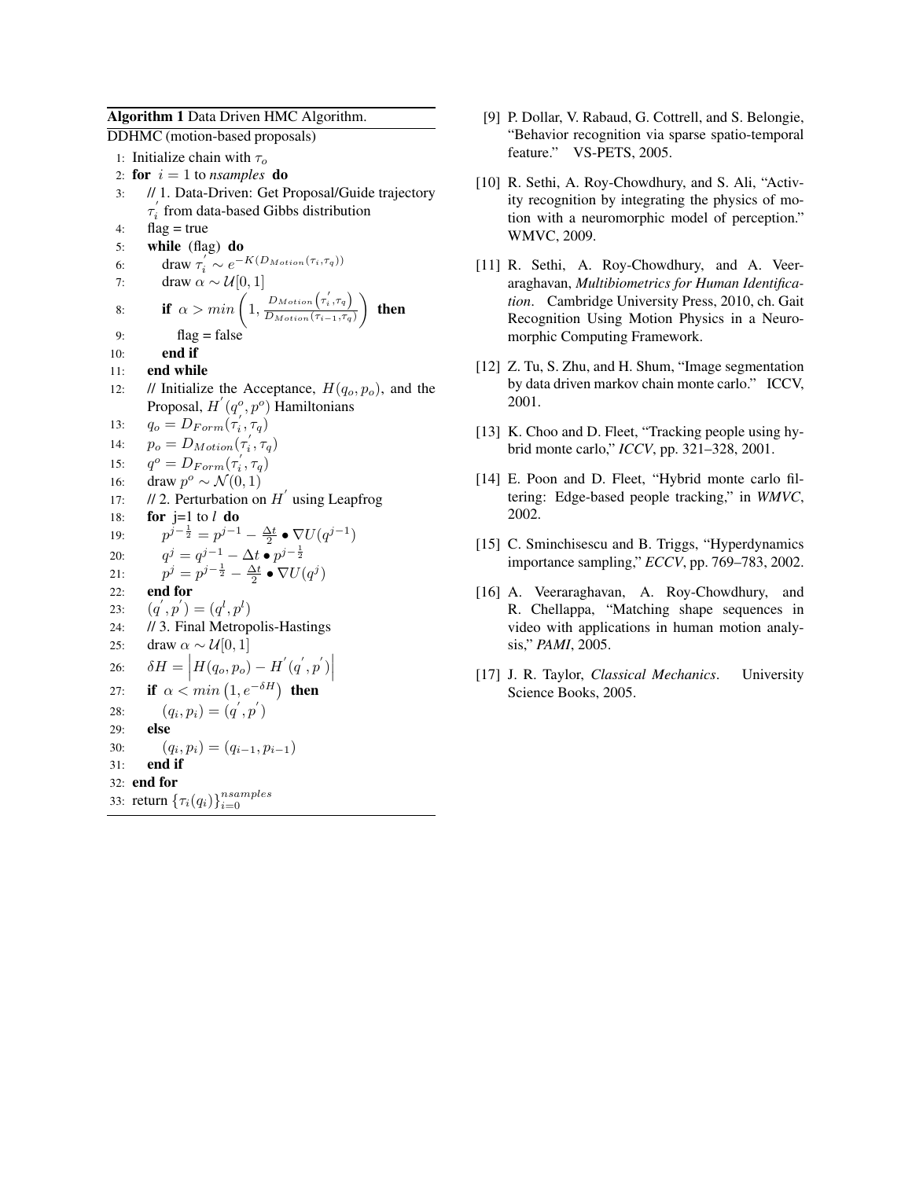**Algorithm 1** Data Driven HMC Algorithm.

DDHMC (motion-based proposals)

```
1:  Initialize chain with τ_o
2:  for i = 1 to nsamples do
3:      // 1. Data-Driven: Get Proposal/Guide trajectory
        τ'_i from data-based Gibbs distribution
4:      flag = true
5:      while (flag) do
6:          draw τ'_i ~ e^{-K(D_Motion(τ_i, τ_q))}
7:          draw α ~ U[0, 1]
8:          if α > min(1, D_Motion(τ'_i, τ_q) / D_Motion(τ_{i-1}, τ_q)) then
9:              flag = false
10:         end if
11:     end while
12:     // Initialize the Acceptance, H(q_o, p_o), and the
        Proposal, H'(q^o, p^o) Hamiltonians
13:     q_o = D_Form(τ'_i, τ_q)
14:     p_o = D_Motion(τ'_i, τ_q)
15:     q^o = D_Form(τ'_i, τ_q)
16:     draw p^o ~ N(0, 1)
17:     // 2. Perturbation on H' using Leapfrog
18:     for j=1 to l do
19:         p^{j-1/2} = p^{j-1} - (Δt/2) • ∇U(q^{j-1})
20:         q^j = q^{j-1} - Δt • p^{j-1/2}
21:         p^j = p^{j-1/2} - (Δt/2) • ∇U(q^j)
22:     end for
23:     (q', p') = (q^l, p^l)
24:     // 3. Final Metropolis-Hastings
25:     draw α ~ U[0, 1]
26:     δH = |H(q_o, p_o) - H'(q', p')|
27:     if α < min(1, e^{-δH}) then
28:         (q_i, p_i) = (q', p')
29:     else
30:         (q_i, p_i) = (q_{i-1}, p_{i-1})
31:     end if
32: end for
33: return {τ_i(q_i)}_{i=0}^{nsamples}
```

[9] P. Dollar, V. Rabaud, G. Cottrell, and S. Belongie, "Behavior recognition via sparse spatio-temporal feature." VS-PETS, 2005.

[10] R. Sethi, A. Roy-Chowdhury, and S. Ali, "Activity recognition by integrating the physics of motion with a neuromorphic model of perception." WMVC, 2009.

[11] R. Sethi, A. Roy-Chowdhury, and A. Veeraraghavan, *Multibiometrics for Human Identification*. Cambridge University Press, 2010, ch. Gait Recognition Using Motion Physics in a Neuromorphic Computing Framework.

[12] Z. Tu, S. Zhu, and H. Shum, "Image segmentation by data driven markov chain monte carlo." ICCV, 2001.

[13] K. Choo and D. Fleet, "Tracking people using hybrid monte carlo," *ICCV*, pp. 321–328, 2001.

[14] E. Poon and D. Fleet, "Hybrid monte carlo filtering: Edge-based people tracking," in *WMVC*, 2002.

[15] C. Sminchisescu and B. Triggs, "Hyperdynamics importance sampling," *ECCV*, pp. 769–783, 2002.

[16] A. Veeraraghavan, A. Roy-Chowdhury, and R. Chellappa, "Matching shape sequences in video with applications in human motion analysis," *PAMI*, 2005.

[17] J. R. Taylor, *Classical Mechanics*. University Science Books, 2005.